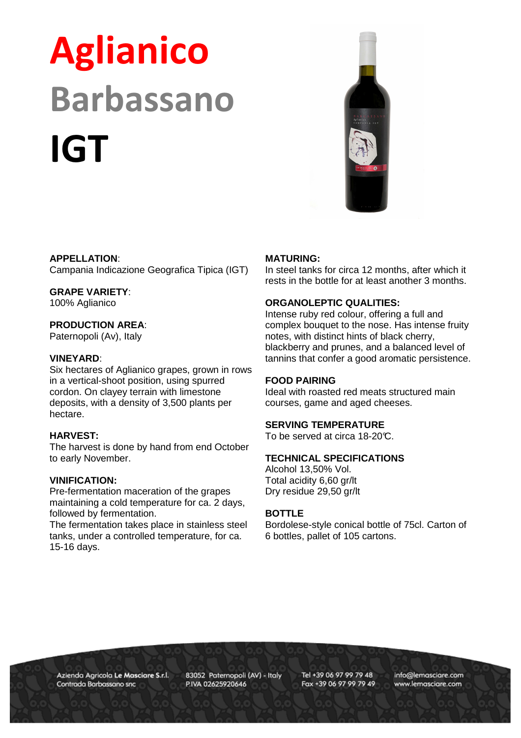# Aglianico Barbassano IGT

**APPELLATION**:
Campania Indicazione Geografica Tipica (IGT)

**GRAPE VARIETY**:
100% Aglianico

**PRODUCTION AREA**:
Paternopoli (Av), Italy

**VINEYARD**:
Six hectares of Aglianico grapes, grown in rows in a vertical-shoot position, using spurred cordon. On clayey terrain with limestone deposits, with a density of 3,500 plants per hectare.

**HARVEST:**
The harvest is done by hand from end October to early November.

**VINIFICATION:**
Pre-fermentation maceration of the grapes maintaining a cold temperature for ca. 2 days, followed by fermentation.
The fermentation takes place in stainless steel tanks, under a controlled temperature, for ca. 15-16 days.

**MATURING:**
In steel tanks for circa 12 months, after which it rests in the bottle for at least another 3 months.

**ORGANOLEPTIC QUALITIES:**
Intense ruby red colour, offering a full and complex bouquet to the nose. Has intense fruity notes, with distinct hints of black cherry, blackberry and prunes, and a balanced level of tannins that confer a good aromatic persistence.

**FOOD PAIRING**
Ideal with roasted red meats structured main courses, game and aged cheeses.

**SERVING TEMPERATURE**
To be served at circa 18-20°C.

**TECHNICAL SPECIFICATIONS**
Alcohol 13,50% Vol.
Total acidity 6,60 gr/lt
Dry residue 29,50 gr/lt

**BOTTLE**
Bordolese-style conical bottle of 75cl. Carton of 6 bottles, pallet of 105 cartons.

Azienda Agricola **Le Masciare S.r.l.**
Contrada Barbassano snc
83052 Paternopoli (AV) - Italy
P.IVA 02625920646
Tel +39 06 97 99 79 48
Fax +39 06 97 99 79 49
info@lemasciare.com
www.lemasciare.com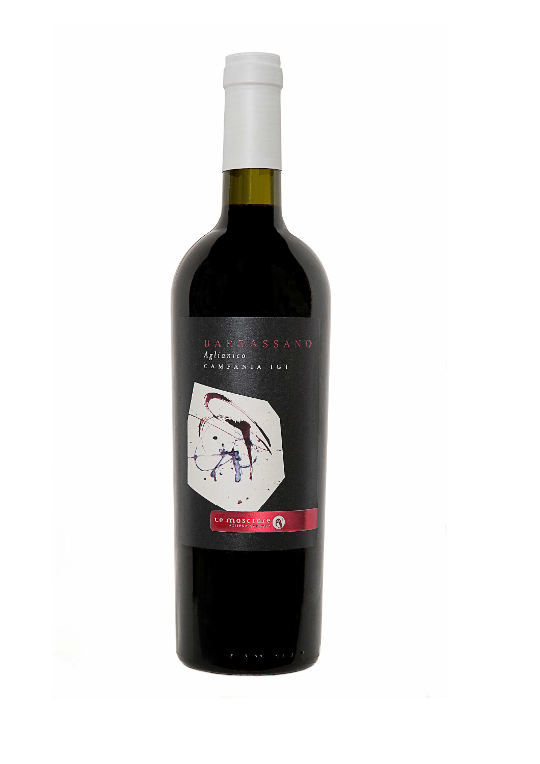BARBASSANO

*Aglianico*

CAMPANIA IGT

le masciare

AZIENDA AGRICOLA